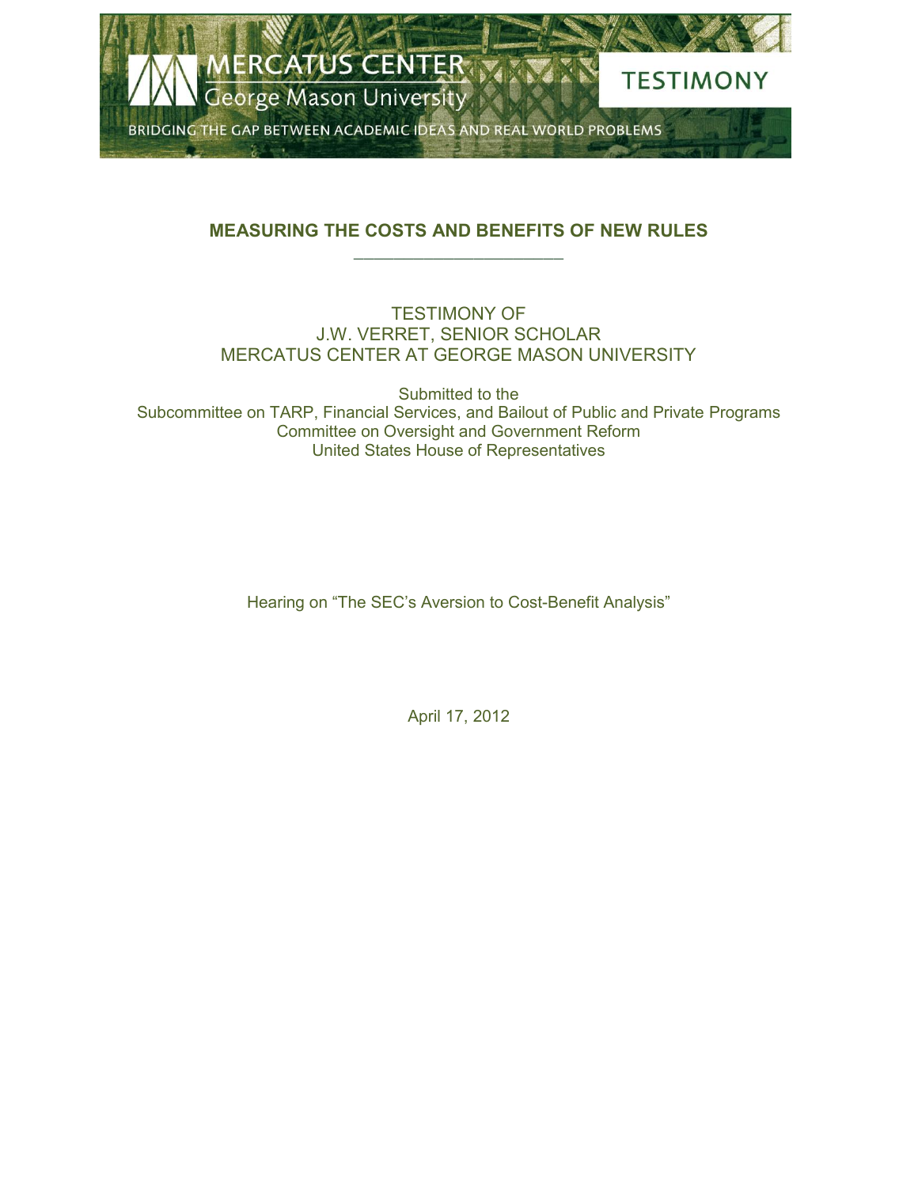MERCATUS CENTER
George Mason University

TESTIMONY

BRIDGING THE GAP BETWEEN ACADEMIC IDEAS AND REAL WORLD PROBLEMS

# MEASURING THE COSTS AND BENEFITS OF NEW RULES

TESTIMONY OF
J.W. VERRET, SENIOR SCHOLAR
MERCATUS CENTER AT GEORGE MASON UNIVERSITY

Submitted to the
Subcommittee on TARP, Financial Services, and Bailout of Public and Private Programs
Committee on Oversight and Government Reform
United States House of Representatives

Hearing on "The SEC's Aversion to Cost-Benefit Analysis"

April 17, 2012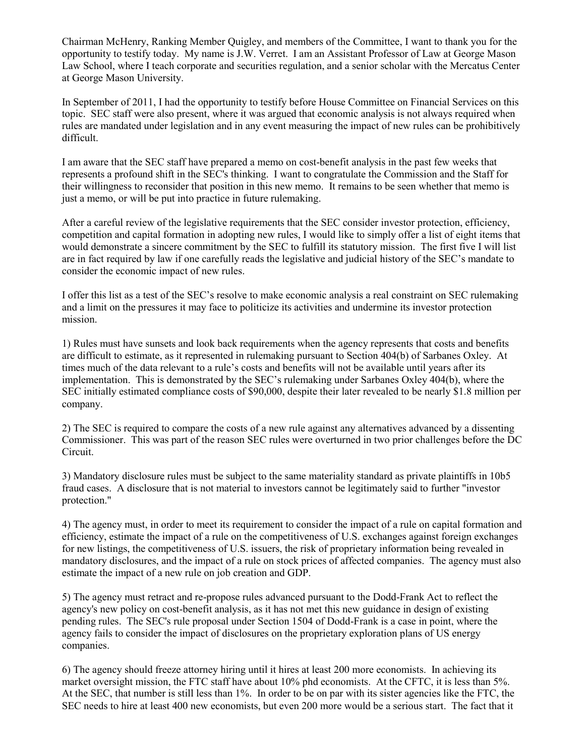Chairman McHenry, Ranking Member Quigley, and members of the Committee, I want to thank you for the opportunity to testify today. My name is J.W. Verret. I am an Assistant Professor of Law at George Mason Law School, where I teach corporate and securities regulation, and a senior scholar with the Mercatus Center at George Mason University.

In September of 2011, I had the opportunity to testify before House Committee on Financial Services on this topic. SEC staff were also present, where it was argued that economic analysis is not always required when rules are mandated under legislation and in any event measuring the impact of new rules can be prohibitively difficult.

I am aware that the SEC staff have prepared a memo on cost-benefit analysis in the past few weeks that represents a profound shift in the SEC's thinking. I want to congratulate the Commission and the Staff for their willingness to reconsider that position in this new memo. It remains to be seen whether that memo is just a memo, or will be put into practice in future rulemaking.

After a careful review of the legislative requirements that the SEC consider investor protection, efficiency, competition and capital formation in adopting new rules, I would like to simply offer a list of eight items that would demonstrate a sincere commitment by the SEC to fulfill its statutory mission. The first five I will list are in fact required by law if one carefully reads the legislative and judicial history of the SEC's mandate to consider the economic impact of new rules.

I offer this list as a test of the SEC's resolve to make economic analysis a real constraint on SEC rulemaking and a limit on the pressures it may face to politicize its activities and undermine its investor protection mission.

1) Rules must have sunsets and look back requirements when the agency represents that costs and benefits are difficult to estimate, as it represented in rulemaking pursuant to Section 404(b) of Sarbanes Oxley. At times much of the data relevant to a rule's costs and benefits will not be available until years after its implementation. This is demonstrated by the SEC's rulemaking under Sarbanes Oxley 404(b), where the SEC initially estimated compliance costs of $90,000, despite their later revealed to be nearly $1.8 million per company.

2) The SEC is required to compare the costs of a new rule against any alternatives advanced by a dissenting Commissioner. This was part of the reason SEC rules were overturned in two prior challenges before the DC Circuit.

3) Mandatory disclosure rules must be subject to the same materiality standard as private plaintiffs in 10b5 fraud cases. A disclosure that is not material to investors cannot be legitimately said to further "investor protection."

4) The agency must, in order to meet its requirement to consider the impact of a rule on capital formation and efficiency, estimate the impact of a rule on the competitiveness of U.S. exchanges against foreign exchanges for new listings, the competitiveness of U.S. issuers, the risk of proprietary information being revealed in mandatory disclosures, and the impact of a rule on stock prices of affected companies. The agency must also estimate the impact of a new rule on job creation and GDP.

5) The agency must retract and re-propose rules advanced pursuant to the Dodd-Frank Act to reflect the agency's new policy on cost-benefit analysis, as it has not met this new guidance in design of existing pending rules. The SEC's rule proposal under Section 1504 of Dodd-Frank is a case in point, where the agency fails to consider the impact of disclosures on the proprietary exploration plans of US energy companies.

6) The agency should freeze attorney hiring until it hires at least 200 more economists. In achieving its market oversight mission, the FTC staff have about 10% phd economists. At the CFTC, it is less than 5%. At the SEC, that number is still less than 1%. In order to be on par with its sister agencies like the FTC, the SEC needs to hire at least 400 new economists, but even 200 more would be a serious start. The fact that it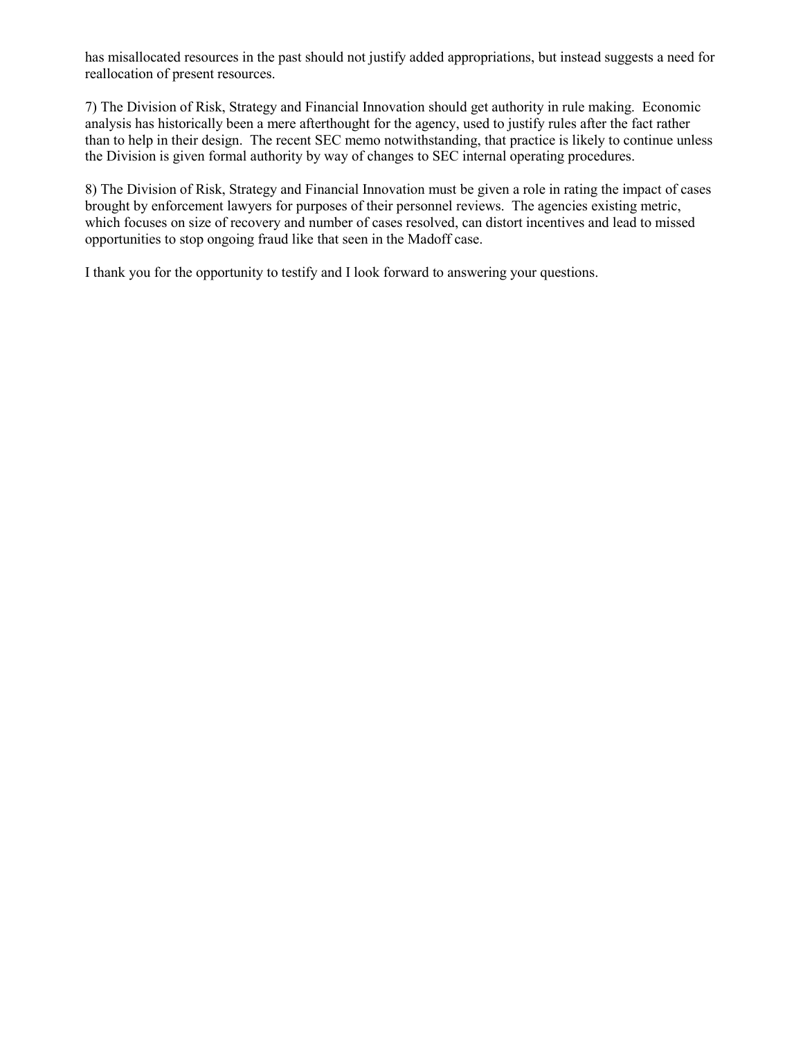has misallocated resources in the past should not justify added appropriations, but instead suggests a need for reallocation of present resources.

7) The Division of Risk, Strategy and Financial Innovation should get authority in rule making. Economic analysis has historically been a mere afterthought for the agency, used to justify rules after the fact rather than to help in their design. The recent SEC memo notwithstanding, that practice is likely to continue unless the Division is given formal authority by way of changes to SEC internal operating procedures.

8) The Division of Risk, Strategy and Financial Innovation must be given a role in rating the impact of cases brought by enforcement lawyers for purposes of their personnel reviews. The agencies existing metric, which focuses on size of recovery and number of cases resolved, can distort incentives and lead to missed opportunities to stop ongoing fraud like that seen in the Madoff case.

I thank you for the opportunity to testify and I look forward to answering your questions.